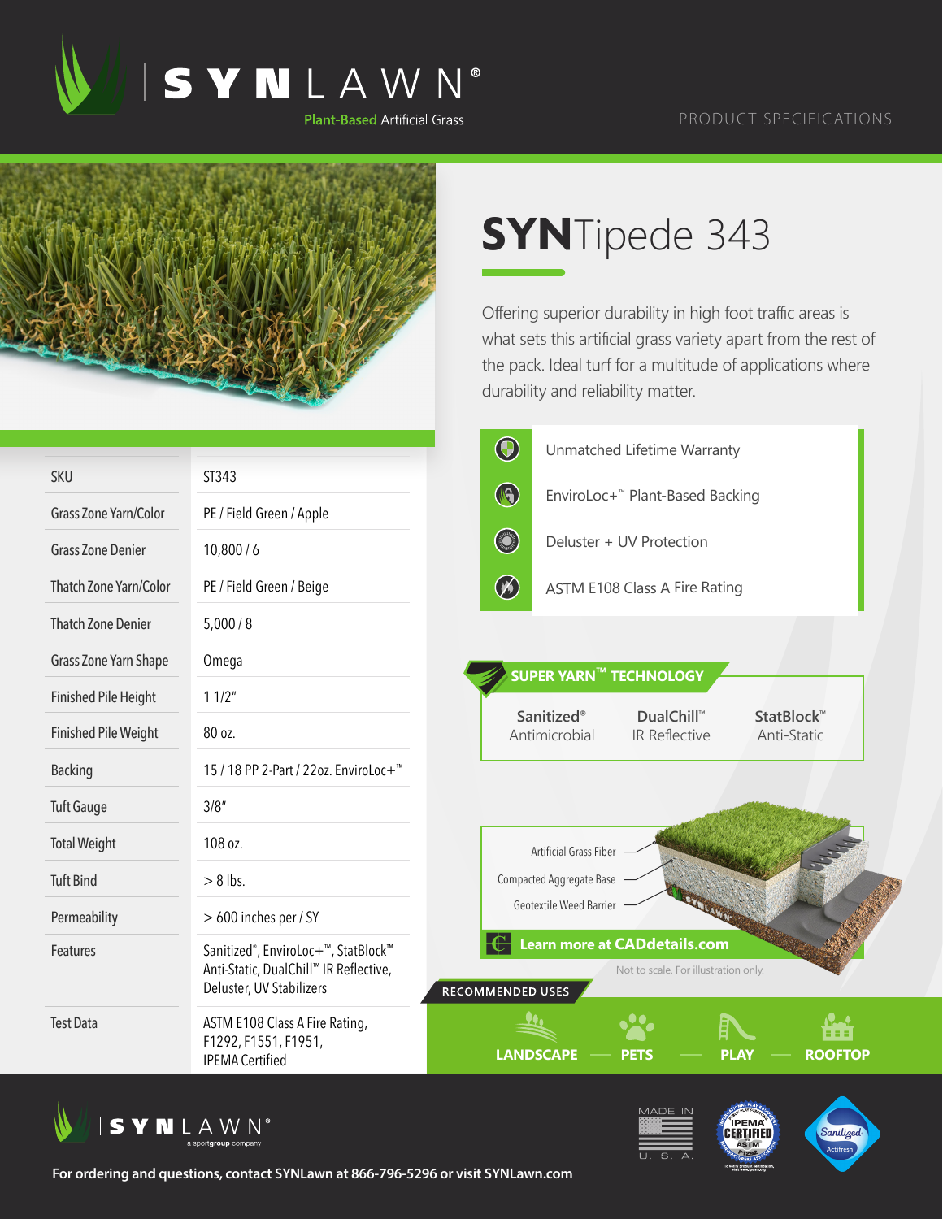# SYNLAWN®

Plant-Based Artificial Grass

PRODUCT SPECIFICATIONS

# SYNTipede 343

Offering superior durability in high foot traffic areas is what sets this artificial grass variety apart from the rest of the pack. Ideal turf for a multitude of applications where durability and reliability matter.

- Unmatched Lifetime Warranty
- EnviroLoc+™ Plant-Based Backing
- Deluster + UV Protection
- ASTM E108 Class A Fire Rating

| SKU | ST343 |
|---|---|
| Grass Zone Yarn/Color | PE / Field Green / Apple |
| Grass Zone Denier | 10,800 / 6 |
| Thatch Zone Yarn/Color | PE / Field Green / Beige |
| Thatch Zone Denier | 5,000 / 8 |
| Grass Zone Yarn Shape | Omega |
| Finished Pile Height | 1 1/2" |
| Finished Pile Weight | 80 oz. |
| Backing | 15 / 18 PP 2-Part / 22oz. EnviroLoc+™ |
| Tuft Gauge | 3/8" |
| Total Weight | 108 oz. |
| Tuft Bind | > 8 lbs. |
| Permeability | > 600 inches per / SY |
| Features | Sanitized®, EnviroLoc+™, StatBlock™ Anti-Static, DualChill™ IR Reflective, Deluster, UV Stabilizers |
| Test Data | ASTM E108 Class A Fire Rating, F1292, F1551, F1951, IPEMA Certified |

## SUPER YARN™ TECHNOLOGY

- **Sanitized®** Antimicrobial
- **DualChill™** IR Reflective
- **StatBlock™** Anti-Static

Artificial Grass Fiber
Compacted Aggregate Base
Geotextile Weed Barrier

**Learn more at CADdetails.com**

Not to scale. For illustration only.

## RECOMMENDED USES

**LANDSCAPE** — **PETS** — **PLAY** — **ROOFTOP**

SYNLAWN® a sportgroup company

MADE IN U. S. A.

IPEMA CERTIFIED ASTM F1292

Sanitized Actifresh

**For ordering and questions, contact SYNLawn at 866-796-5296 or visit SYNLawn.com**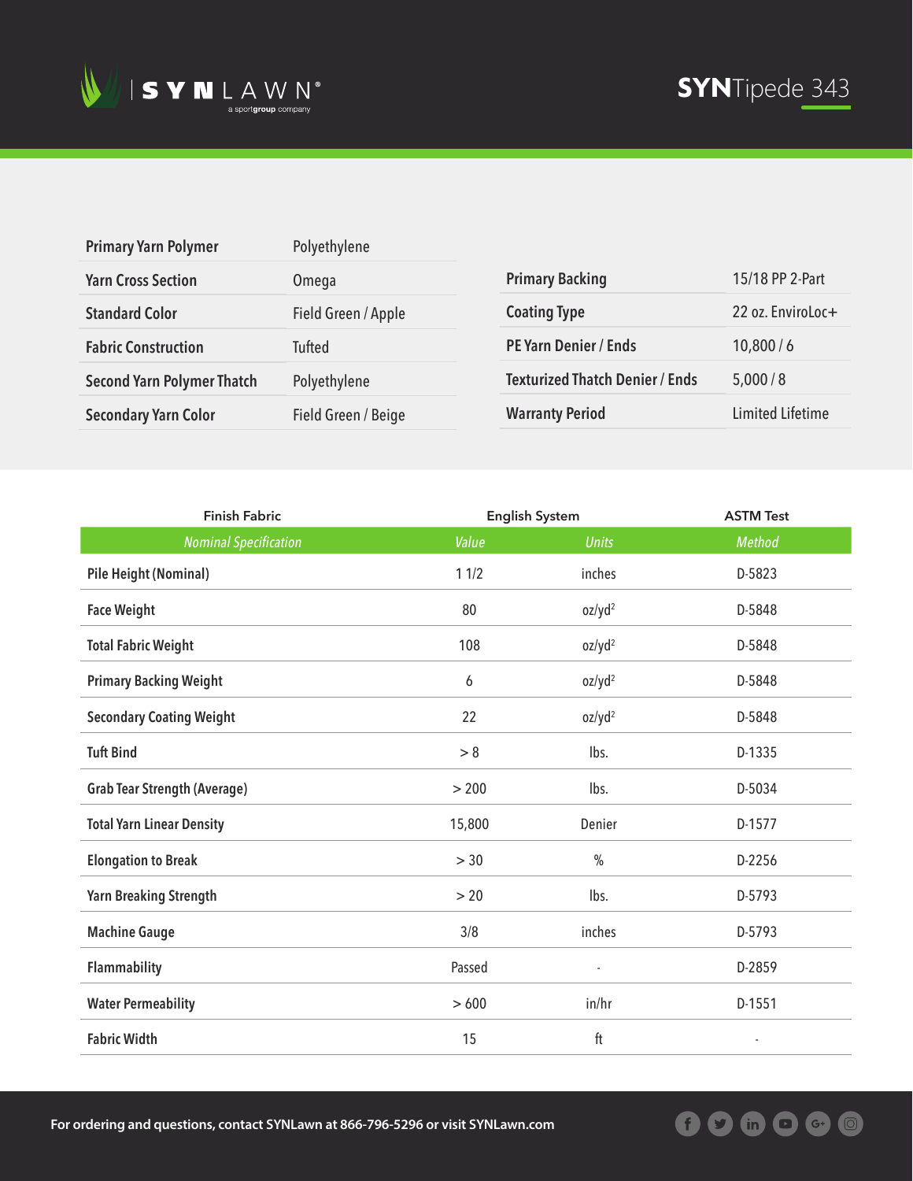# SYNTipede 343

| | |
|---|---|
| Primary Yarn Polymer | Polyethylene |
| Yarn Cross Section | Omega |
| Standard Color | Field Green / Apple |
| Fabric Construction | Tufted |
| Second Yarn Polymer Thatch | Polyethylene |
| Secondary Yarn Color | Field Green / Beige |

| | |
|---|---|
| Primary Backing | 15/18 PP 2-Part |
| Coating Type | 22 oz. EnviroLoc+ |
| PE Yarn Denier / Ends | 10,800 / 6 |
| Texturized Thatch Denier / Ends | 5,000 / 8 |
| Warranty Period | Limited Lifetime |

| Finish Fabric | English System | | ASTM Test |
|---|---|---|---|
| *Nominal Specification* | *Value* | *Units* | *Method* |
| Pile Height (Nominal) | 1 1/2 | inches | D-5823 |
| Face Weight | 80 | $oz/yd^2$ | D-5848 |
| Total Fabric Weight | 108 | $oz/yd^2$ | D-5848 |
| Primary Backing Weight | 6 | $oz/yd^2$ | D-5848 |
| Secondary Coating Weight | 22 | $oz/yd^2$ | D-5848 |
| Tuft Bind | > 8 | lbs. | D-1335 |
| Grab Tear Strength (Average) | > 200 | lbs. | D-5034 |
| Total Yarn Linear Density | 15,800 | Denier | D-1577 |
| Elongation to Break | > 30 | % | D-2256 |
| Yarn Breaking Strength | > 20 | lbs. | D-5793 |
| Machine Gauge | 3/8 | inches | D-5793 |
| Flammability | Passed | - | D-2859 |
| Water Permeability | > 600 | in/hr | D-1551 |
| Fabric Width | 15 | ft | - |

For ordering and questions, contact SYNLawn at 866-796-5296 or visit SYNLawn.com